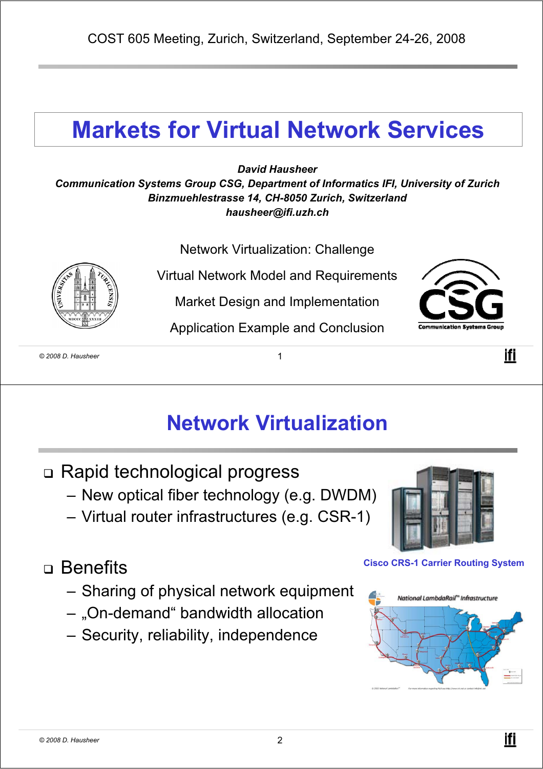COST 605 Meeting, Zurich, Switzerland, September 24-26, 2008

# Markets for Virtual Network Services

***David Hausheer***
***Communication Systems Group CSG, Department of Informatics IFI, University of Zurich***
***Binzmuehlestrasse 14, CH-8050 Zurich, Switzerland***
***hausheer@ifi.uzh.ch***

Network Virtualization: Challenge

Virtual Network Model and Requirements

Market Design and Implementation

Application Example and Conclusion

# Network Virtualization

- Rapid technological progress
  - New optical fiber technology (e.g. DWDM)
  - Virtual router infrastructures (e.g. CSR-1)

Cisco CRS-1 Carrier Routing System

- Benefits
  - Sharing of physical network equipment
  - „On-demand“ bandwidth allocation
  - Security, reliability, independence

National LambdaRail™ Infrastructure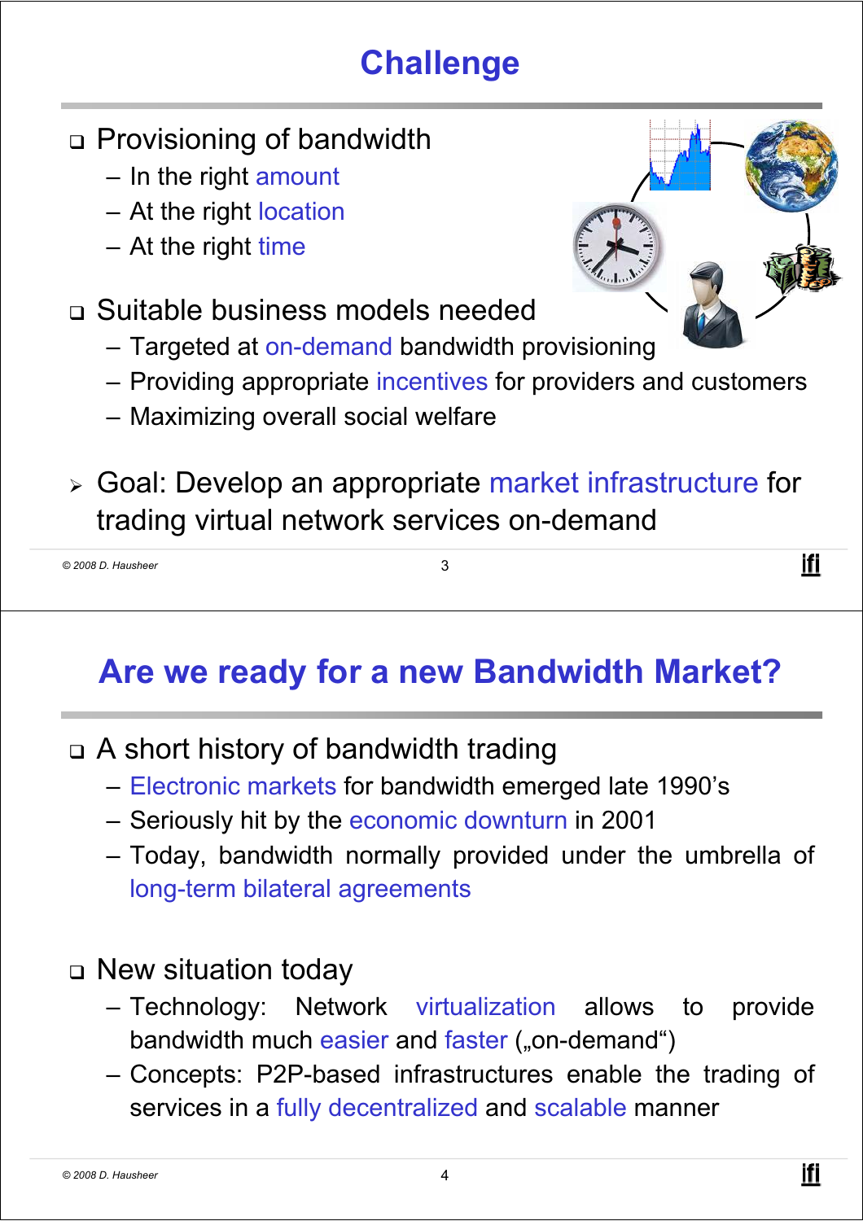## Challenge

- Provisioning of bandwidth
  - In the right amount
  - At the right location
  - At the right time
- Suitable business models needed
  - Targeted at on-demand bandwidth provisioning
  - Providing appropriate incentives for providers and customers
  - Maximizing overall social welfare

➢ Goal: Develop an appropriate market infrastructure for trading virtual network services on-demand

## Are we ready for a new Bandwidth Market?

- A short history of bandwidth trading
  - Electronic markets for bandwidth emerged late 1990's
  - Seriously hit by the economic downturn in 2001
  - Today, bandwidth normally provided under the umbrella of long-term bilateral agreements
- New situation today
  - Technology: Network virtualization allows to provide bandwidth much easier and faster („on-demand")
  - Concepts: P2P-based infrastructures enable the trading of services in a fully decentralized and scalable manner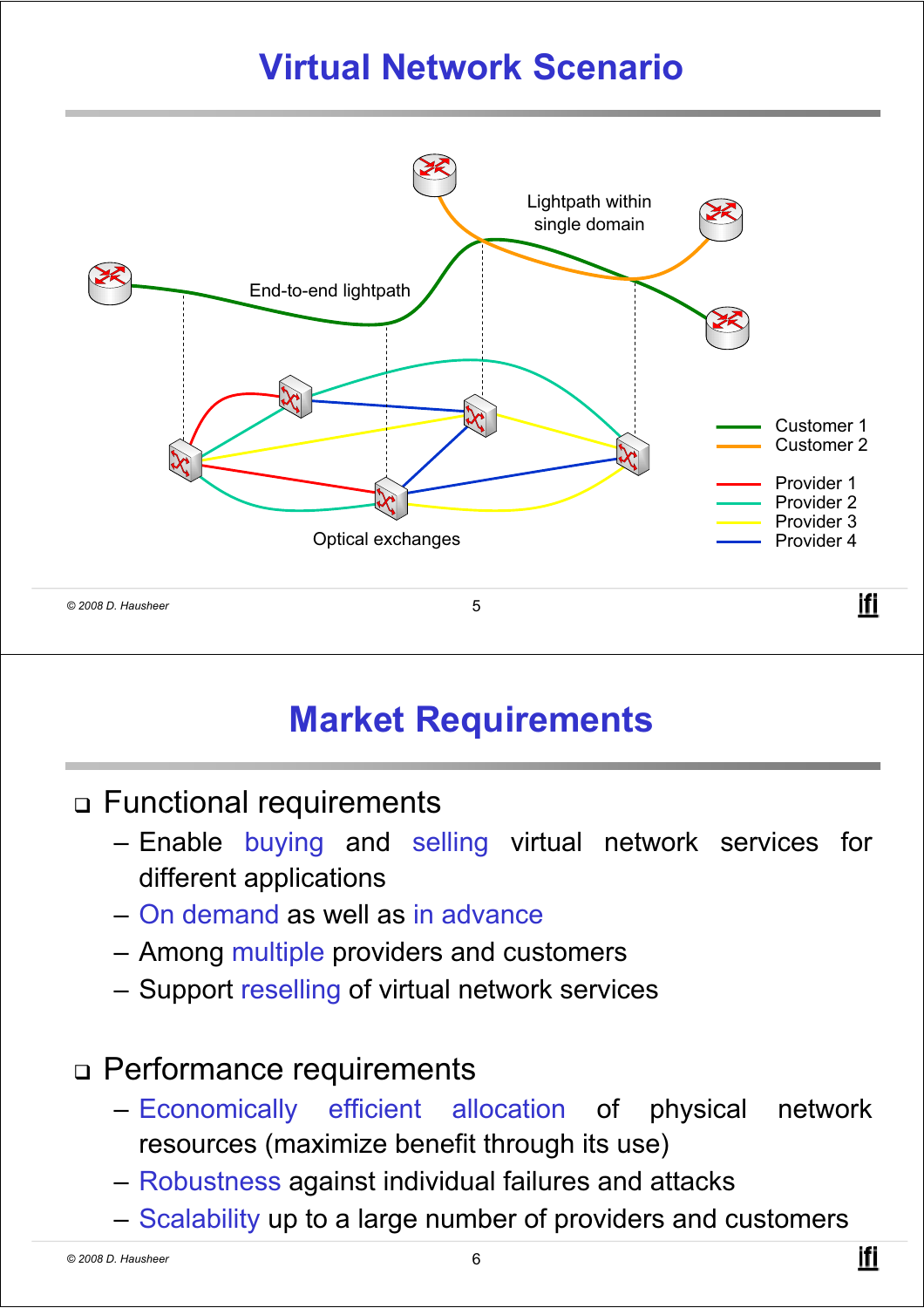# Virtual Network Scenario

Lightpath within single domain

End-to-end lightpath

Optical exchanges

- Customer 1
- Customer 2
- Provider 1
- Provider 2
- Provider 3
- Provider 4

# Market Requirements

- Functional requirements
  - Enable buying and selling virtual network services for different applications
  - On demand as well as in advance
  - Among multiple providers and customers
  - Support reselling of virtual network services

- Performance requirements
  - Economically efficient allocation of physical network resources (maximize benefit through its use)
  - Robustness against individual failures and attacks
  - Scalability up to a large number of providers and customers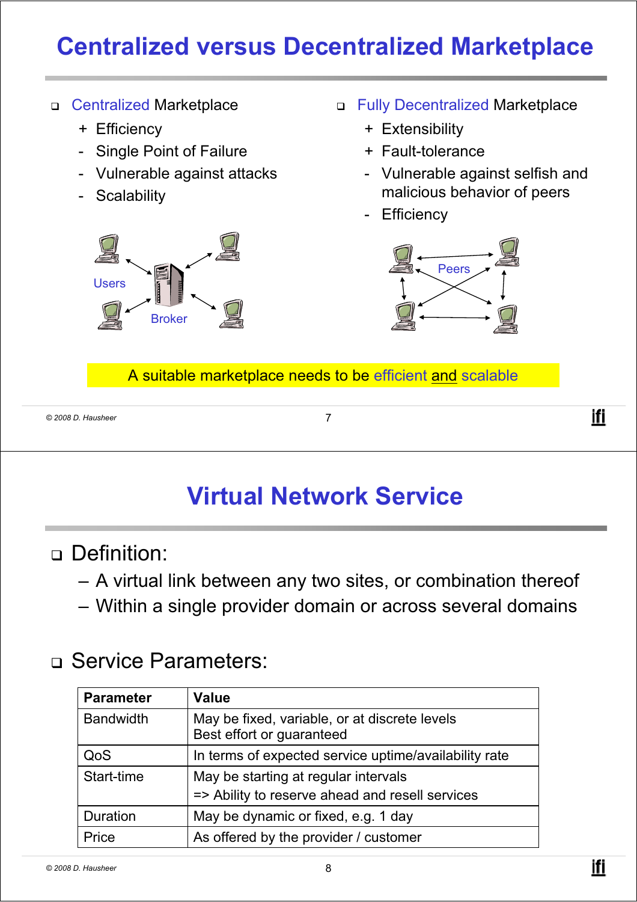# Centralized versus Decentralized Marketplace

- Centralized Marketplace
  - \+ Efficiency
  - \- Single Point of Failure
  - \- Vulnerable against attacks
  - \- Scalability

Users

Broker

- Fully Decentralized Marketplace
  - \+ Extensibility
  - \+ Fault-tolerance
  - \- Vulnerable against selfish and malicious behavior of peers
  - \- Efficiency

Peers

A suitable marketplace needs to be efficient <u>and</u> scalable

# Virtual Network Service

- Definition:
  - – A virtual link between any two sites, or combination thereof
  - – Within a single provider domain or across several domains

- Service Parameters:

| Parameter | Value |
|---|---|
| Bandwidth | May be fixed, variable, or at discrete levels<br>Best effort or guaranteed |
| QoS | In terms of expected service uptime/availability rate |
| Start-time | May be starting at regular intervals<br>=> Ability to reserve ahead and resell services |
| Duration | May be dynamic or fixed, e.g. 1 day |
| Price | As offered by the provider / customer |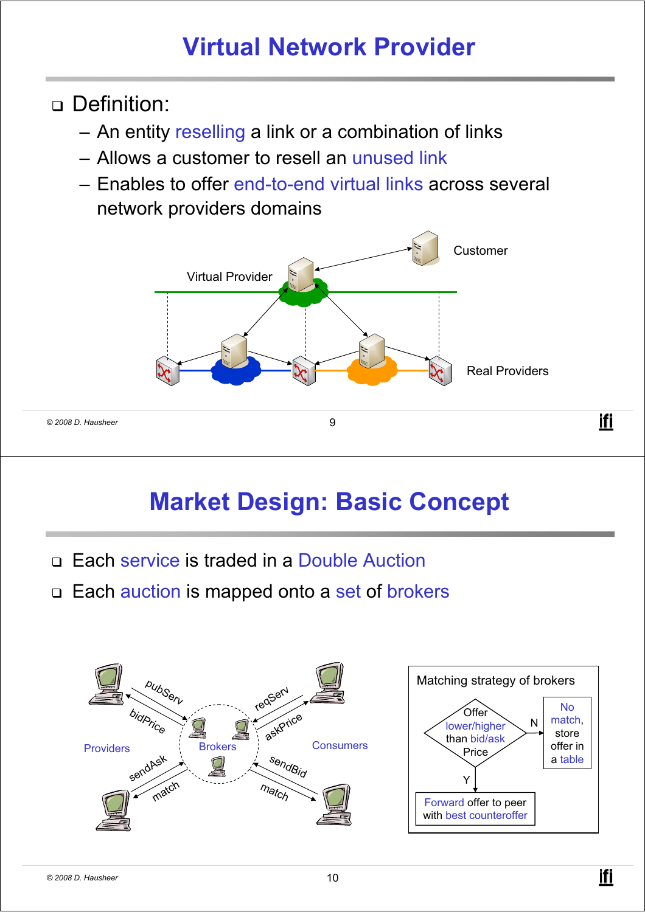# Virtual Network Provider

- Definition:
  - An entity reselling a link or a combination of links
  - Allows a customer to resell an unused link
  - Enables to offer end-to-end virtual links across several network providers domains

Customer

Virtual Provider

Real Providers

# Market Design: Basic Concept

- Each service is traded in a Double Auction
- Each auction is mapped onto a set of brokers

Providers — pubServ, bidPrice, sendAsk, match — Brokers — reqServ, askPrice, sendBid, match — Consumers

Matching strategy of brokers

Offer lower/higher than bid/ask Price

N: No match, store offer in a table

Y: Forward offer to peer with best counteroffer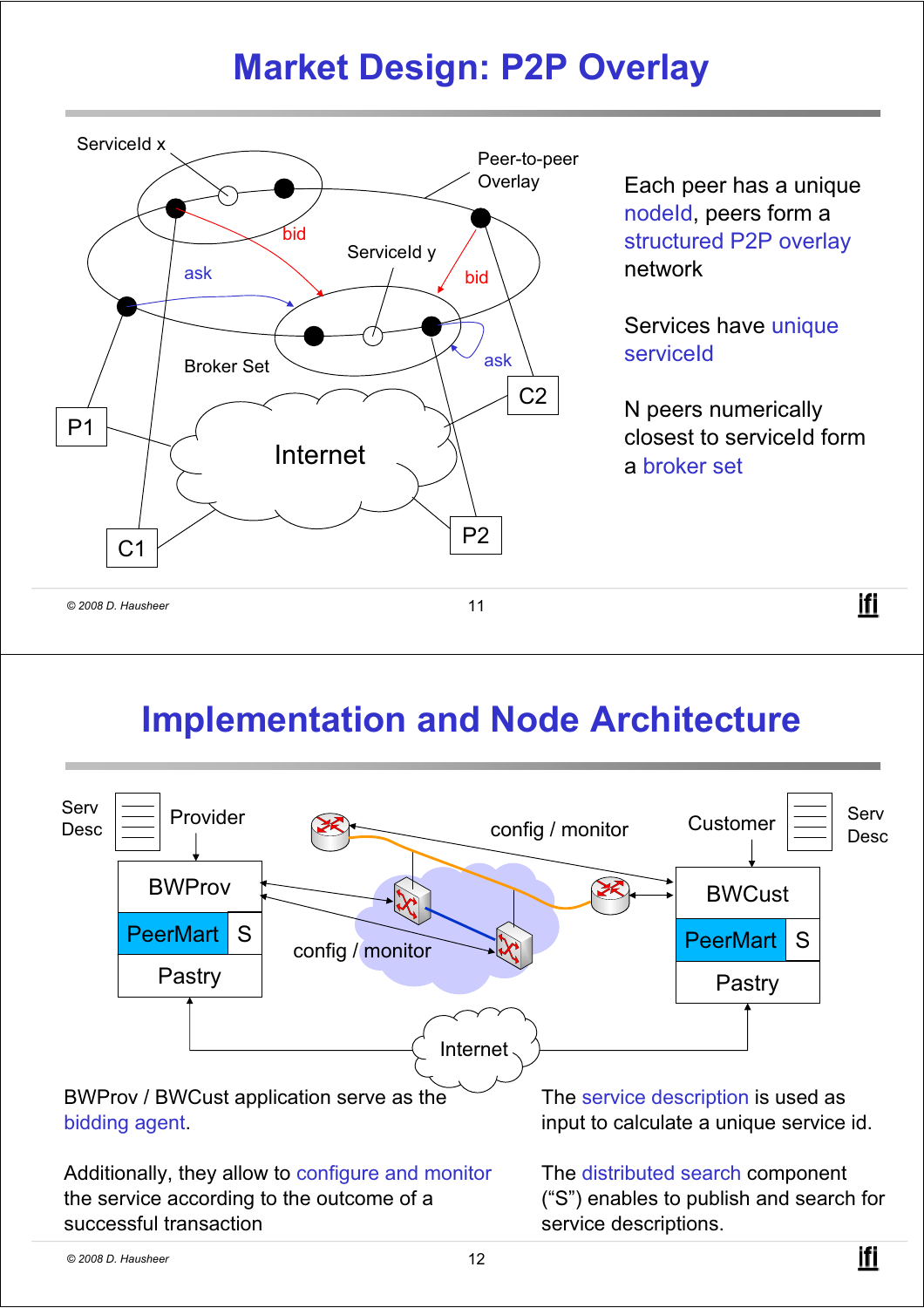# Market Design: P2P Overlay

Each peer has a unique nodeId, peers form a structured P2P overlay network

Services have unique serviceId

N peers numerically closest to serviceId form a broker set

# Implementation and Node Architecture

BWProv / BWCust application serve as the bidding agent.

Additionally, they allow to configure and monitor the service according to the outcome of a successful transaction

The service description is used as input to calculate a unique service id.

The distributed search component ("S") enables to publish and search for service descriptions.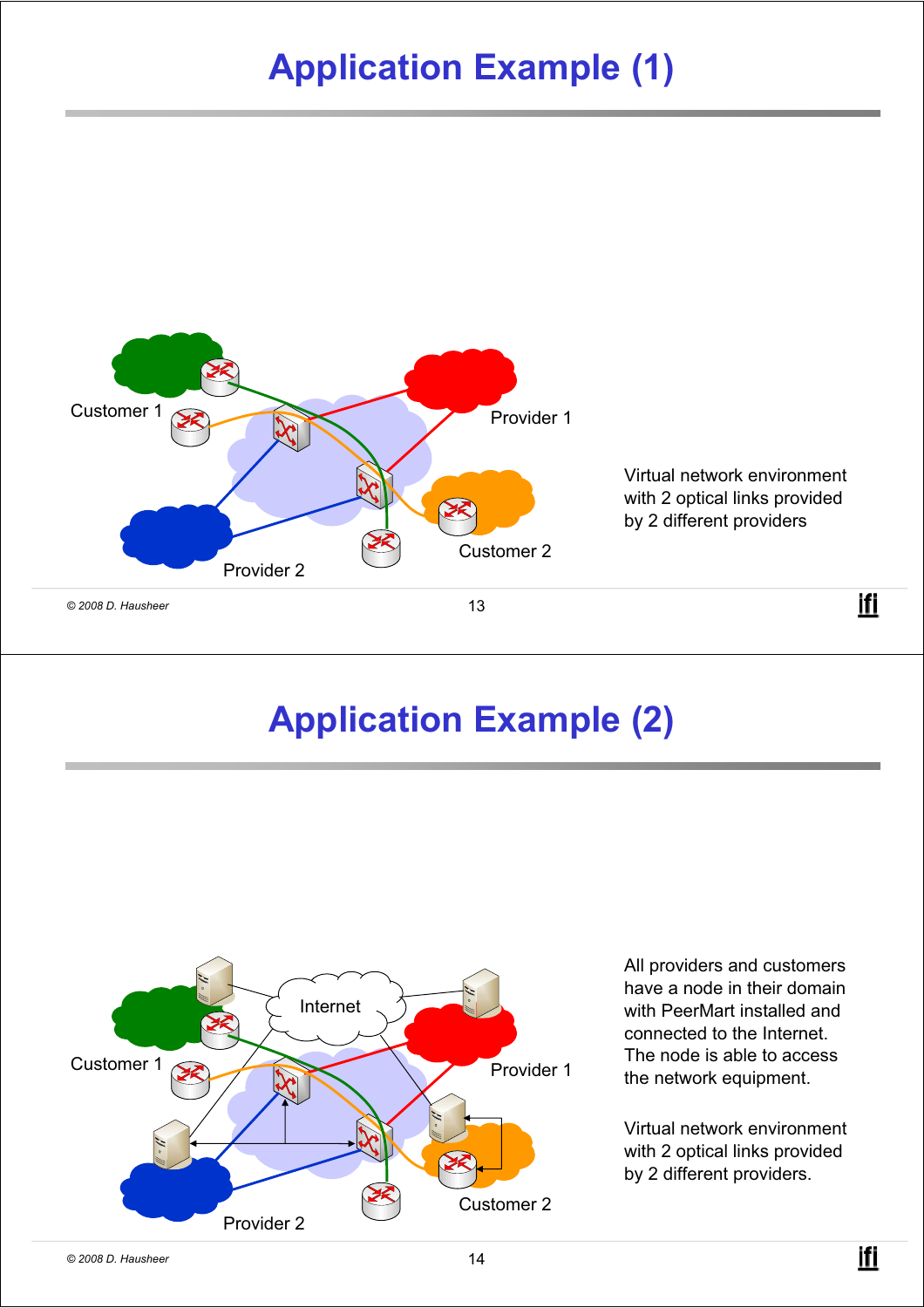# Application Example (1)

Virtual network environment with 2 optical links provided by 2 different providers

# Application Example (2)

All providers and customers have a node in their domain with PeerMart installed and connected to the Internet. The node is able to access the network equipment.

Virtual network environment with 2 optical links provided by 2 different providers.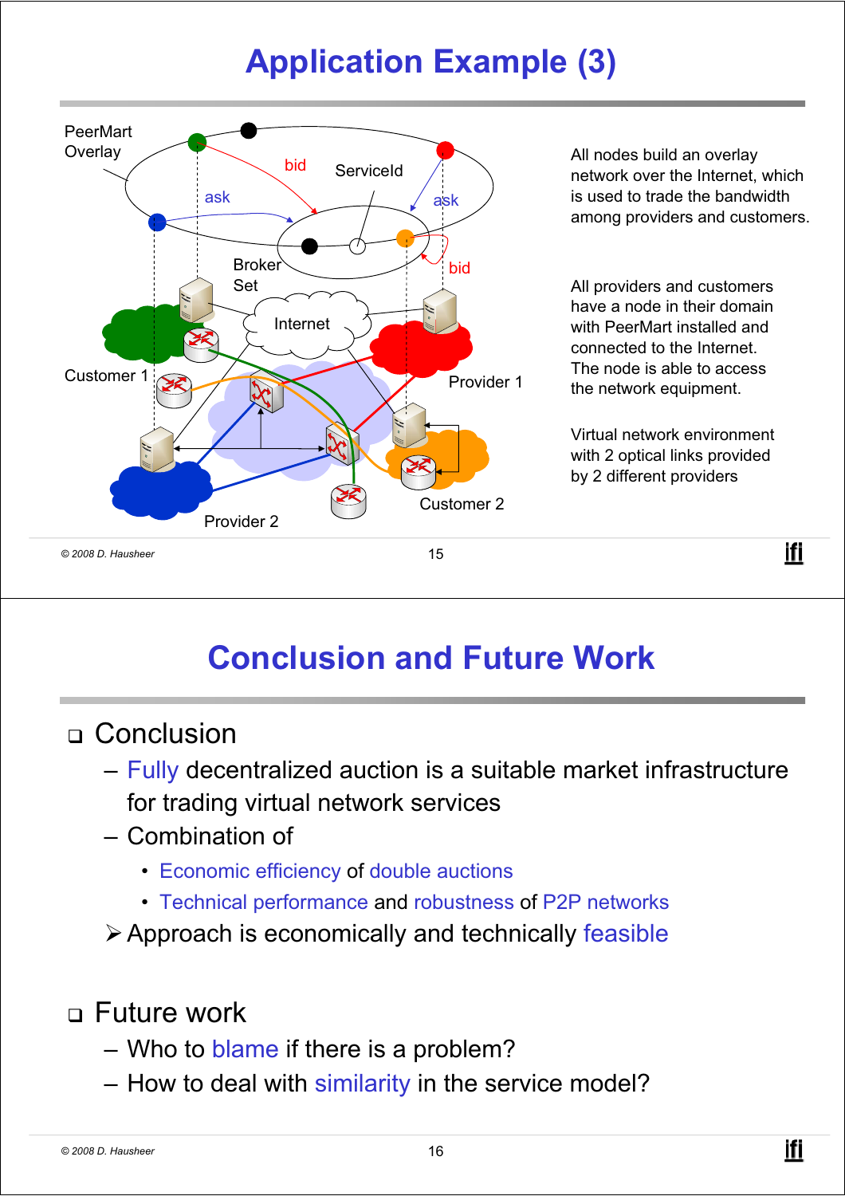# Application Example (3)

PeerMart Overlay

bid

ServiceId

ask

ask

bid

Broker Set

Internet

Customer 1

Provider 1

Customer 2

Provider 2

All nodes build an overlay network over the Internet, which is used to trade the bandwidth among providers and customers.

All providers and customers have a node in their domain with PeerMart installed and connected to the Internet. The node is able to access the network equipment.

Virtual network environment with 2 optical links provided by 2 different providers

# Conclusion and Future Work

- Conclusion
  - Fully decentralized auction is a suitable market infrastructure for trading virtual network services
  - Combination of
    - Economic efficiency of double auctions
    - Technical performance and robustness of P2P networks
  - ➢ Approach is economically and technically feasible

- Future work
  - Who to blame if there is a problem?
  - How to deal with similarity in the service model?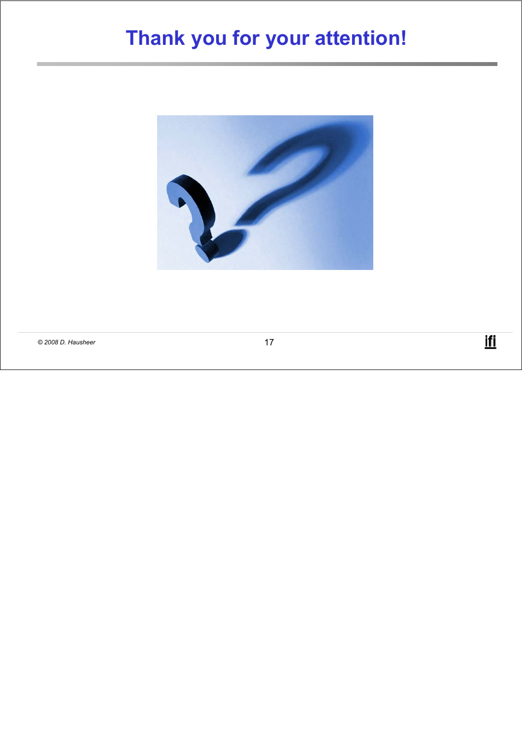# Thank you for your attention!